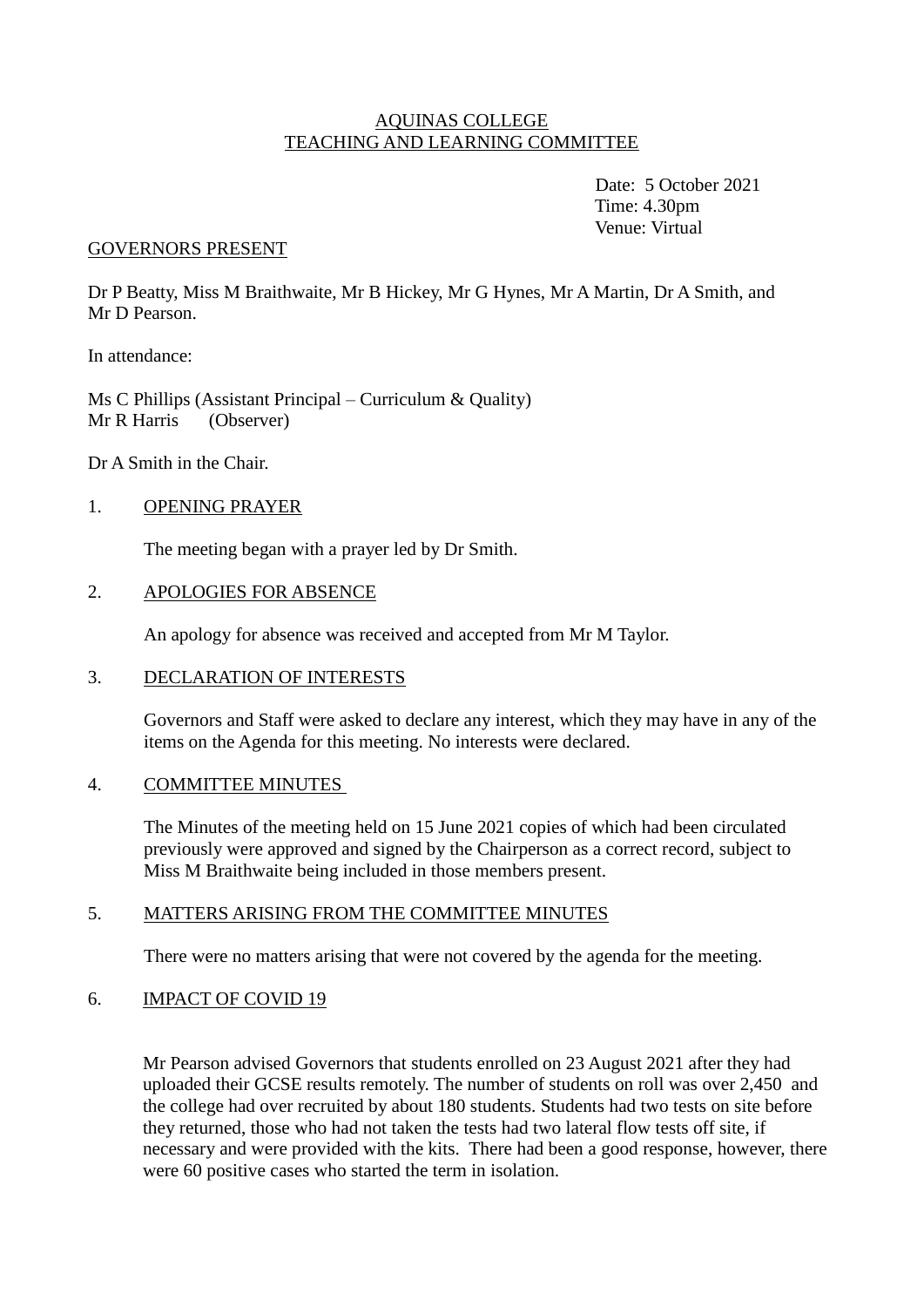AQUINAS COLLEGE
TEACHING AND LEARNING COMMITTEE

Date: 5 October 2021
Time: 4.30pm
Venue: Virtual

GOVERNORS PRESENT

Dr P Beatty, Miss M Braithwaite, Mr B Hickey, Mr G Hynes, Mr A Martin, Dr A Smith, and Mr D Pearson.

In attendance:

Ms C Phillips (Assistant Principal – Curriculum & Quality)
Mr R Harris (Observer)

Dr A Smith in the Chair.

1. OPENING PRAYER

   The meeting began with a prayer led by Dr Smith.

2. APOLOGIES FOR ABSENCE

   An apology for absence was received and accepted from Mr M Taylor.

3. DECLARATION OF INTERESTS

   Governors and Staff were asked to declare any interest, which they may have in any of the items on the Agenda for this meeting. No interests were declared.

4. COMMITTEE MINUTES

   The Minutes of the meeting held on 15 June 2021 copies of which had been circulated previously were approved and signed by the Chairperson as a correct record, subject to Miss M Braithwaite being included in those members present.

5. MATTERS ARISING FROM THE COMMITTEE MINUTES

   There were no matters arising that were not covered by the agenda for the meeting.

6. IMPACT OF COVID 19

   Mr Pearson advised Governors that students enrolled on 23 August 2021 after they had uploaded their GCSE results remotely. The number of students on roll was over 2,450 and the college had over recruited by about 180 students. Students had two tests on site before they returned, those who had not taken the tests had two lateral flow tests off site, if necessary and were provided with the kits. There had been a good response, however, there were 60 positive cases who started the term in isolation.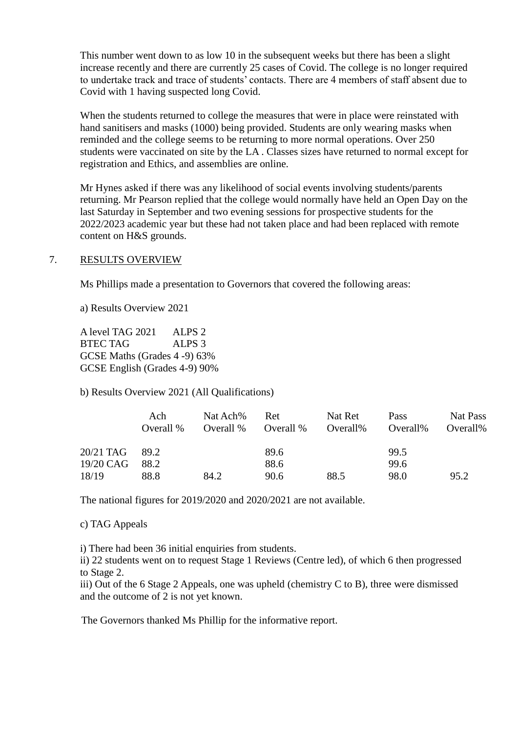This number went down to as low 10 in the subsequent weeks but there has been a slight increase recently and there are currently 25 cases of Covid. The college is no longer required to undertake track and trace of students' contacts. There are 4 members of staff absent due to Covid with 1 having suspected long Covid.

When the students returned to college the measures that were in place were reinstated with hand sanitisers and masks (1000) being provided. Students are only wearing masks when reminded and the college seems to be returning to more normal operations. Over 250 students were vaccinated on site by the LA . Classes sizes have returned to normal except for registration and Ethics, and assemblies are online.

Mr Hynes asked if there was any likelihood of social events involving students/parents returning. Mr Pearson replied that the college would normally have held an Open Day on the last Saturday in September and two evening sessions for prospective students for the 2022/2023 academic year but these had not taken place and had been replaced with remote content on H&S grounds.

7. RESULTS OVERVIEW

Ms Phillips made a presentation to Governors that covered the following areas:

a) Results Overview 2021

A level TAG 2021 ALPS 2
BTEC TAG ALPS 3
GCSE Maths (Grades 4 -9) 63%
GCSE English (Grades 4-9) 90%

b) Results Overview 2021 (All Qualifications)

| | Ach Overall % | Nat Ach% Overall % | Ret Overall % | Nat Ret Overall% | Pass Overall% | Nat Pass Overall% |
|---|---|---|---|---|---|---|
| 20/21 TAG | 89.2 | | 89.6 | | 99.5 | |
| 19/20 CAG | 88.2 | | 88.6 | | 99.6 | |
| 18/19 | 88.8 | 84.2 | 90.6 | 88.5 | 98.0 | 95.2 |

The national figures for 2019/2020 and 2020/2021 are not available.

c) TAG Appeals

i) There had been 36 initial enquiries from students.
ii) 22 students went on to request Stage 1 Reviews (Centre led), of which 6 then progressed to Stage 2.
iii) Out of the 6 Stage 2 Appeals, one was upheld (chemistry C to B), three were dismissed and the outcome of 2 is not yet known.

The Governors thanked Ms Phillip for the informative report.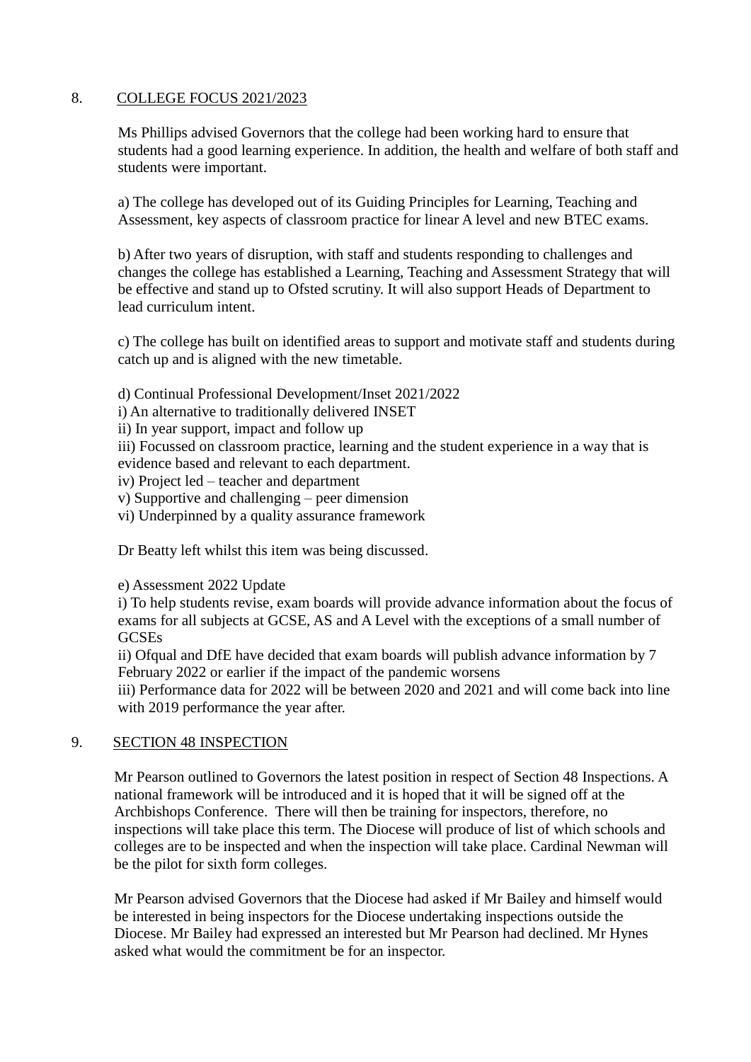8. <u>COLLEGE FOCUS 2021/2023</u>

Ms Phillips advised Governors that the college had been working hard to ensure that students had a good learning experience. In addition, the health and welfare of both staff and students were important.

a) The college has developed out of its Guiding Principles for Learning, Teaching and Assessment, key aspects of classroom practice for linear A level and new BTEC exams.

b) After two years of disruption, with staff and students responding to challenges and changes the college has established a Learning, Teaching and Assessment Strategy that will be effective and stand up to Ofsted scrutiny. It will also support Heads of Department to lead curriculum intent.

c) The college has built on identified areas to support and motivate staff and students during catch up and is aligned with the new timetable.

d) Continual Professional Development/Inset 2021/2022
i) An alternative to traditionally delivered INSET
ii) In year support, impact and follow up
iii) Focussed on classroom practice, learning and the student experience in a way that is evidence based and relevant to each department.
iv) Project led – teacher and department
v) Supportive and challenging – peer dimension
vi) Underpinned by a quality assurance framework

Dr Beatty left whilst this item was being discussed.

e) Assessment 2022 Update
i) To help students revise, exam boards will provide advance information about the focus of exams for all subjects at GCSE, AS and A Level with the exceptions of a small number of GCSEs
ii) Ofqual and DfE have decided that exam boards will publish advance information by 7 February 2022 or earlier if the impact of the pandemic worsens
iii) Performance data for 2022 will be between 2020 and 2021 and will come back into line with 2019 performance the year after.

9. <u>SECTION 48 INSPECTION</u>

Mr Pearson outlined to Governors the latest position in respect of Section 48 Inspections. A national framework will be introduced and it is hoped that it will be signed off at the Archbishops Conference. There will then be training for inspectors, therefore, no inspections will take place this term. The Diocese will produce of list of which schools and colleges are to be inspected and when the inspection will take place. Cardinal Newman will be the pilot for sixth form colleges.

Mr Pearson advised Governors that the Diocese had asked if Mr Bailey and himself would be interested in being inspectors for the Diocese undertaking inspections outside the Diocese. Mr Bailey had expressed an interested but Mr Pearson had declined. Mr Hynes asked what would the commitment be for an inspector.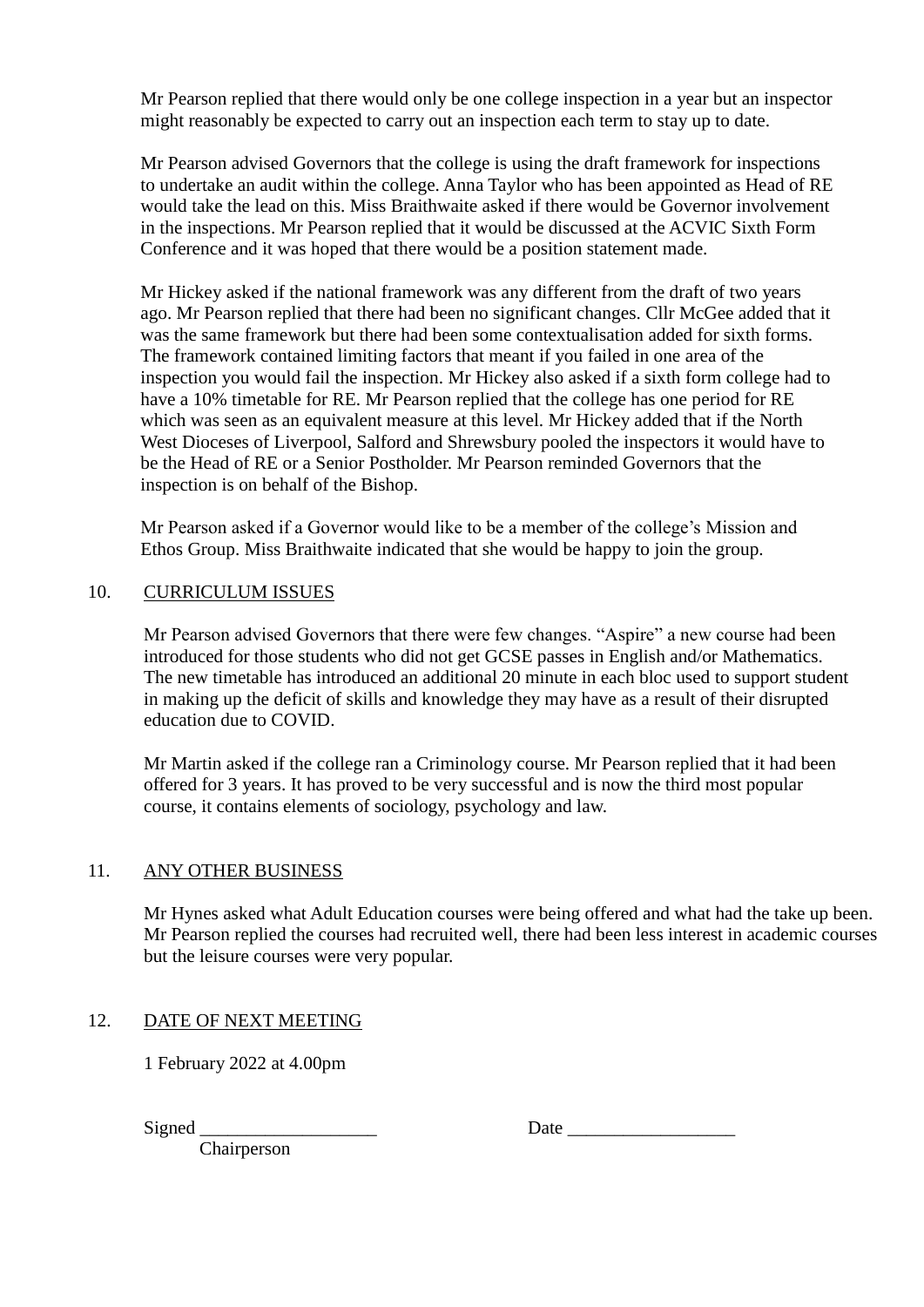Mr Pearson replied that there would only be one college inspection in a year but an inspector might reasonably be expected to carry out an inspection each term to stay up to date.

Mr Pearson advised Governors that the college is using the draft framework for inspections to undertake an audit within the college. Anna Taylor who has been appointed as Head of RE would take the lead on this. Miss Braithwaite asked if there would be Governor involvement in the inspections. Mr Pearson replied that it would be discussed at the ACVIC Sixth Form Conference and it was hoped that there would be a position statement made.

Mr Hickey asked if the national framework was any different from the draft of two years ago. Mr Pearson replied that there had been no significant changes. Cllr McGee added that it was the same framework but there had been some contextualisation added for sixth forms. The framework contained limiting factors that meant if you failed in one area of the inspection you would fail the inspection. Mr Hickey also asked if a sixth form college had to have a 10% timetable for RE. Mr Pearson replied that the college has one period for RE which was seen as an equivalent measure at this level. Mr Hickey added that if the North West Dioceses of Liverpool, Salford and Shrewsbury pooled the inspectors it would have to be the Head of RE or a Senior Postholder. Mr Pearson reminded Governors that the inspection is on behalf of the Bishop.

Mr Pearson asked if a Governor would like to be a member of the college's Mission and Ethos Group. Miss Braithwaite indicated that she would be happy to join the group.

10. CURRICULUM ISSUES

Mr Pearson advised Governors that there were few changes. "Aspire" a new course had been introduced for those students who did not get GCSE passes in English and/or Mathematics. The new timetable has introduced an additional 20 minute in each bloc used to support student in making up the deficit of skills and knowledge they may have as a result of their disrupted education due to COVID.

Mr Martin asked if the college ran a Criminology course. Mr Pearson replied that it had been offered for 3 years. It has proved to be very successful and is now the third most popular course, it contains elements of sociology, psychology and law.

11. ANY OTHER BUSINESS

Mr Hynes asked what Adult Education courses were being offered and what had the take up been. Mr Pearson replied the courses had recruited well, there had been less interest in academic courses but the leisure courses were very popular.

12. DATE OF NEXT MEETING

1 February 2022 at 4.00pm

Signed ___________________ Date __________________
Chairperson